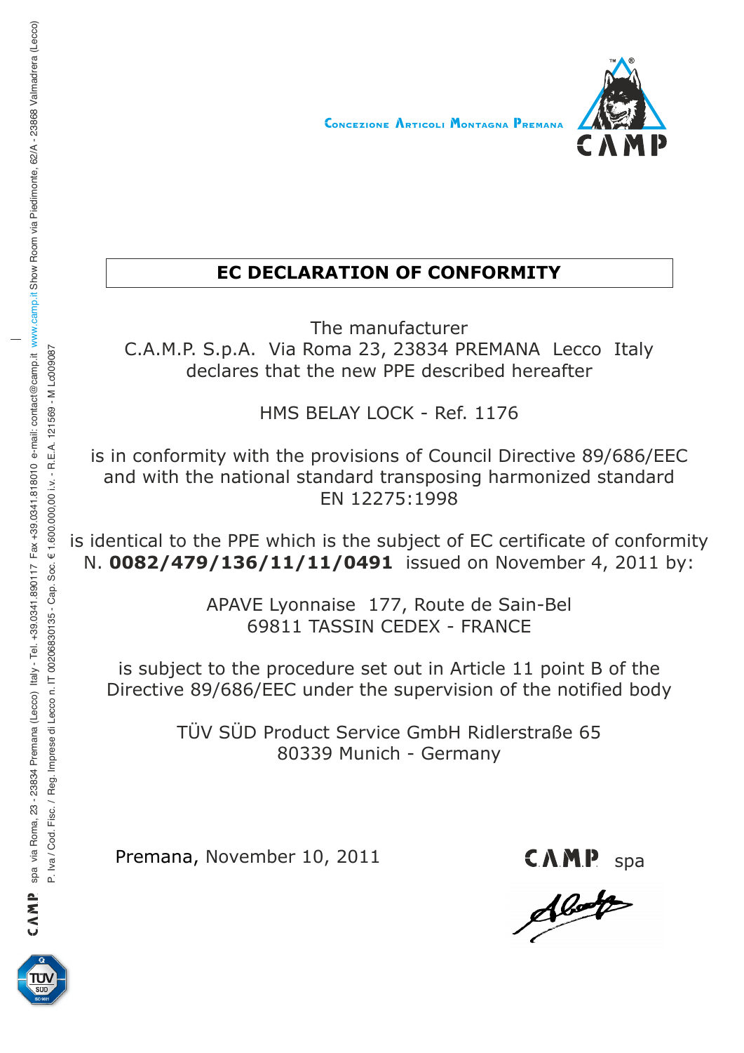Concezione Articoli Montagna Premana

CAMP

# EC DECLARATION OF CONFORMITY

The manufacturer
C.A.M.P. S.p.A. Via Roma 23, 23834 PREMANA Lecco Italy
declares that the new PPE described hereafter

HMS BELAY LOCK - Ref. 1176

is in conformity with the provisions of Council Directive 89/686/EEC
and with the national standard transposing harmonized standard
EN 12275:1998

is identical to the PPE which is the subject of EC certificate of conformity
N. **0082/479/136/11/11/0491** issued on November 4, 2011 by:

APAVE Lyonnaise 177, Route de Sain-Bel
69811 TASSIN CEDEX - FRANCE

is subject to the procedure set out in Article 11 point B of the
Directive 89/686/EEC under the supervision of the notified body

TÜV SÜD Product Service GmbH Ridlerstraße 65
80339 Munich - Germany

Premana, November 10, 2011

CAMP spa

CAMP spa via Roma, 23 - 23834 Premana (Lecco) Italy - Tel. +39.0341.890117 Fax +39.0341.818010 e-mail: contact@camp.it www.camp.it Show Room via Piedimonte, 62/A - 23868 Valmadrera (Lecco)
P. Iva / Cod. Fisc. / Reg. Imprese di Lecco n. IT 00206830135 - Cap. Soc. € 1.600.000,00 i.v. - R.E.A. 121569 - M Lc009087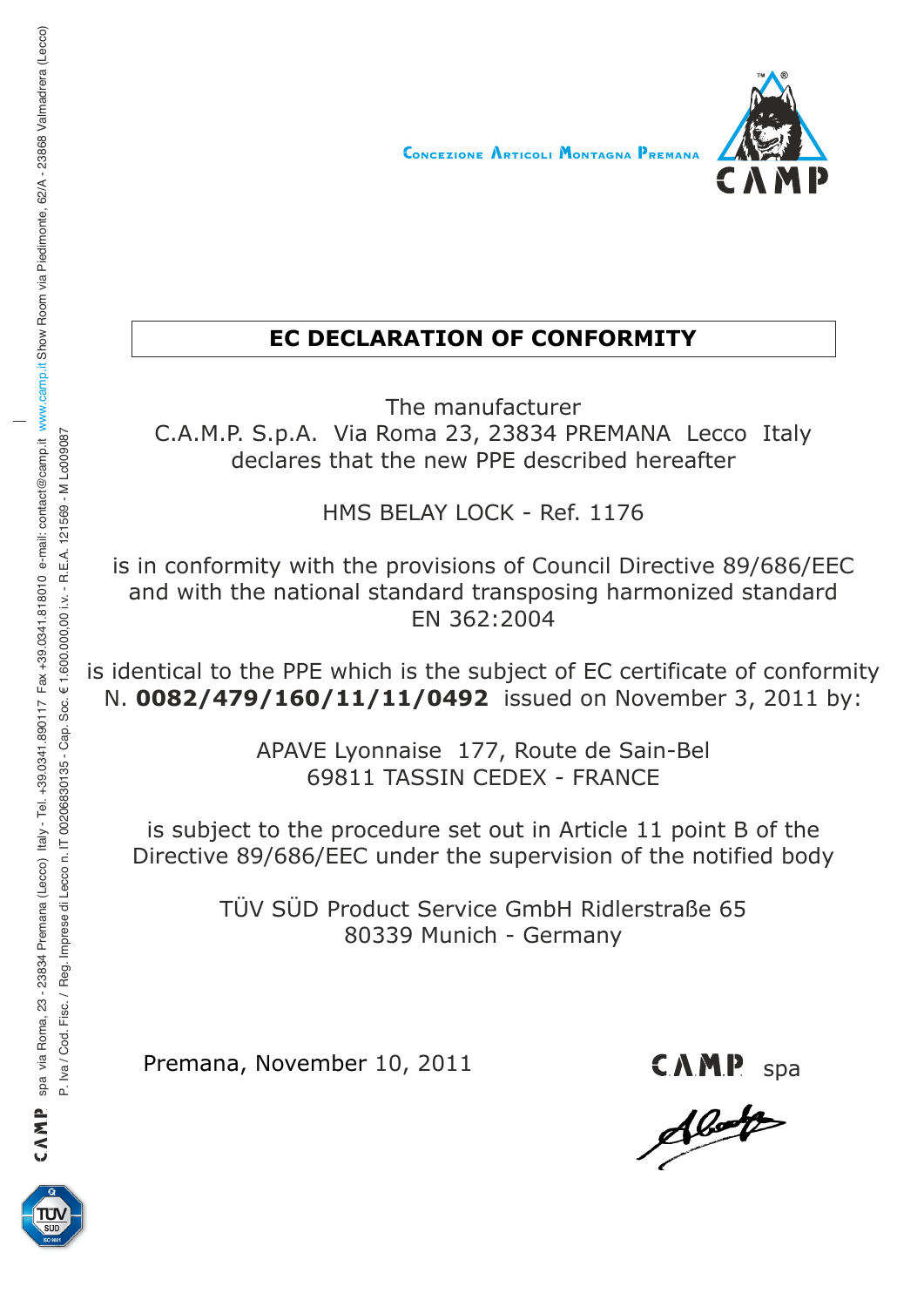Concezione Articoli Montagna Premana

# EC DECLARATION OF CONFORMITY

The manufacturer
C.A.M.P. S.p.A. Via Roma 23, 23834 PREMANA Lecco Italy
declares that the new PPE described hereafter

HMS BELAY LOCK - Ref. 1176

is in conformity with the provisions of Council Directive 89/686/EEC
and with the national standard transposing harmonized standard
EN 362:2004

is identical to the PPE which is the subject of EC certificate of conformity
N. **0082/479/160/11/11/0492** issued on November 3, 2011 by:

APAVE Lyonnaise 177, Route de Sain-Bel
69811 TASSIN CEDEX - FRANCE

is subject to the procedure set out in Article 11 point B of the
Directive 89/686/EEC under the supervision of the notified body

TÜV SÜD Product Service GmbH Ridlerstraße 65
80339 Munich - Germany

Premana, November 10, 2011

CAMP spa

CAMP spa via Roma, 23 - 23834 Premana (Lecco) Italy - Tel. +39.0341.890117 Fax +39.0341.818010 e-mail: contact@camp.it www.camp.it Show Room via Piedimonte, 62/A - 23868 Valmadrera (Lecco)
P. Iva / Cod. Fisc. / Reg. Imprese di Lecco n. IT 00206830135 - Cap. Soc. € 1.600.000,00 i.v. - R.E.A. 121569 - M Lc009087